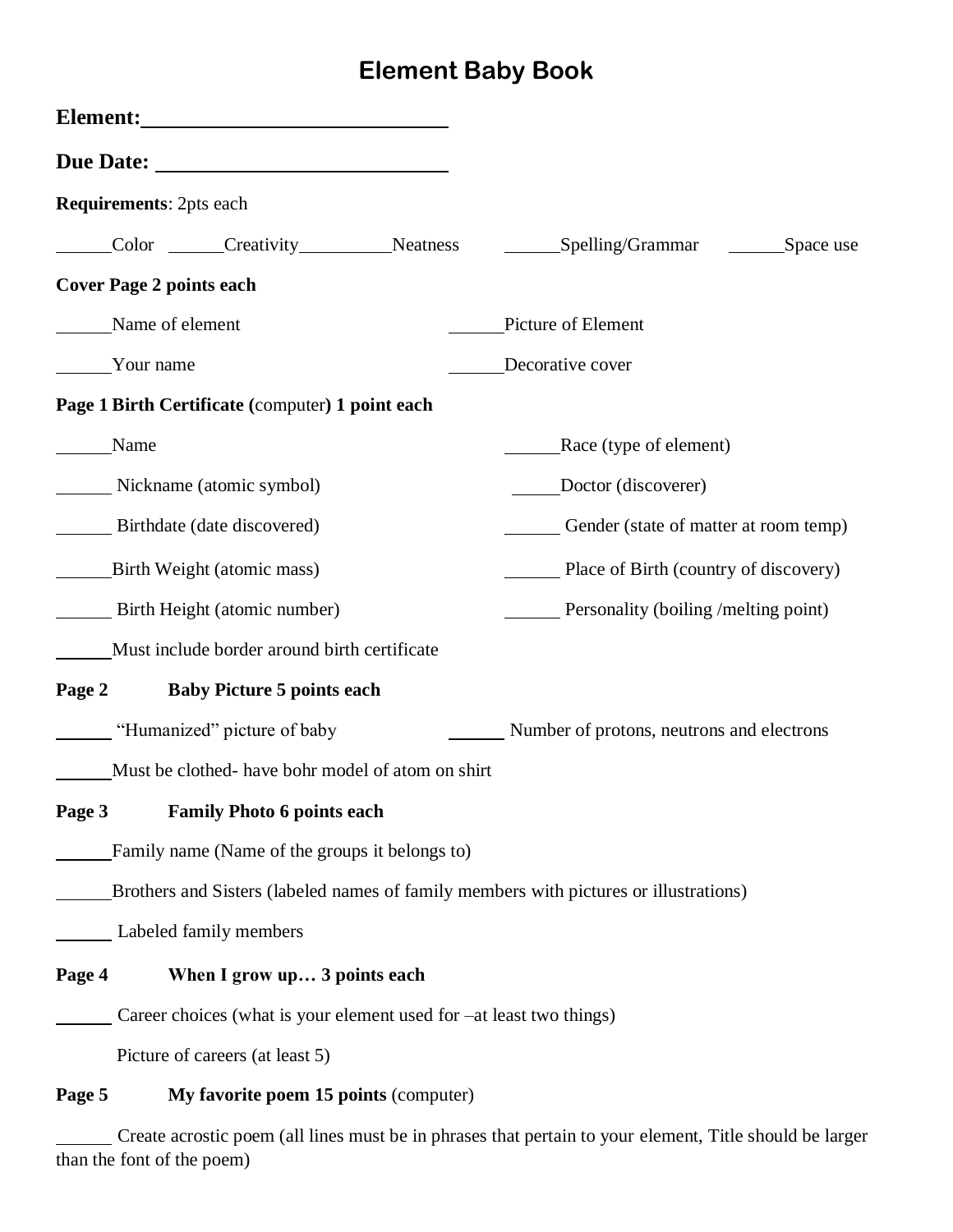# Element Baby Book

**Element:** ____________________________

**Due Date:** ____________________________

**Requirements**: 2pts each

______Color ______Creativity__________Neatness ______Spelling/Grammar ______Space use

**Cover Page 2 points each**

______Name of element

______Picture of Element

______Your name

______Decorative cover

**Page 1 Birth Certificate (**computer**) 1 point each**

______Name

______Race (type of element)

______ Nickname (atomic symbol)

_____Doctor (discoverer)

______ Birthdate (date discovered)

______ Gender (state of matter at room temp)

______Birth Weight (atomic mass)

______ Place of Birth (country of discovery)

______ Birth Height (atomic number)

______ Personality (boiling /melting point)

______Must include border around birth certificate

**Page 2 Baby Picture 5 points each**

______ "Humanized" picture of baby

______ Number of protons, neutrons and electrons

______Must be clothed- have bohr model of atom on shirt

**Page 3 Family Photo 6 points each**

______Family name (Name of the groups it belongs to)

______Brothers and Sisters (labeled names of family members with pictures or illustrations)

______ Labeled family members

**Page 4 When I grow up… 3 points each**

______ Career choices (what is your element used for –at least two things)

Picture of careers (at least 5)

**Page 5 My favorite poem 15 points** (computer)

______ Create acrostic poem (all lines must be in phrases that pertain to your element, Title should be larger than the font of the poem)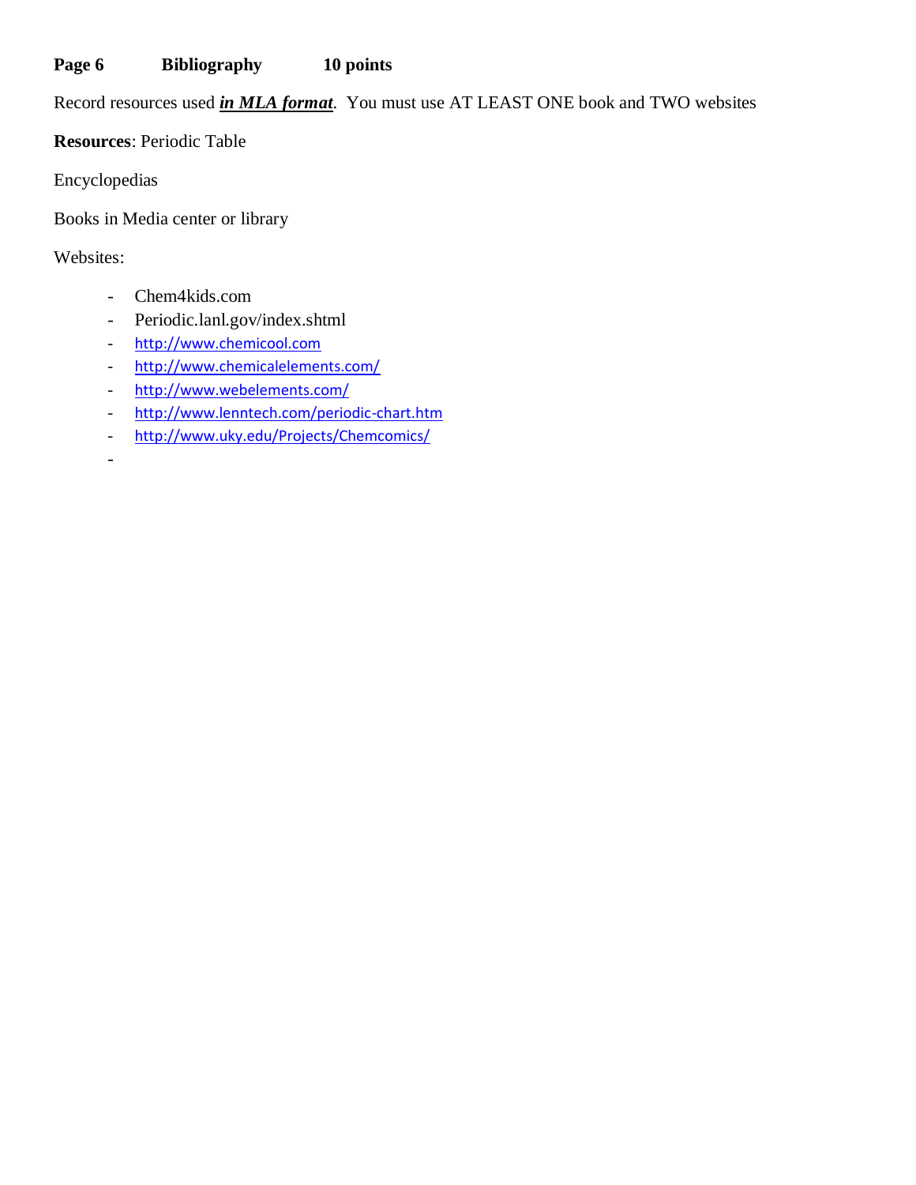**Page 6 Bibliography 10 points**

Record resources used ***in MLA format***. You must use AT LEAST ONE book and TWO websites

**Resources**: Periodic Table

Encyclopedias

Books in Media center or library

Websites:

- Chem4kids.com
- Periodic.lanl.gov/index.shtml
- http://www.chemicool.com
- http://www.chemicalelements.com/
- http://www.webelements.com/
- http://www.lenntech.com/periodic-chart.htm
- http://www.uky.edu/Projects/Chemcomics/
-